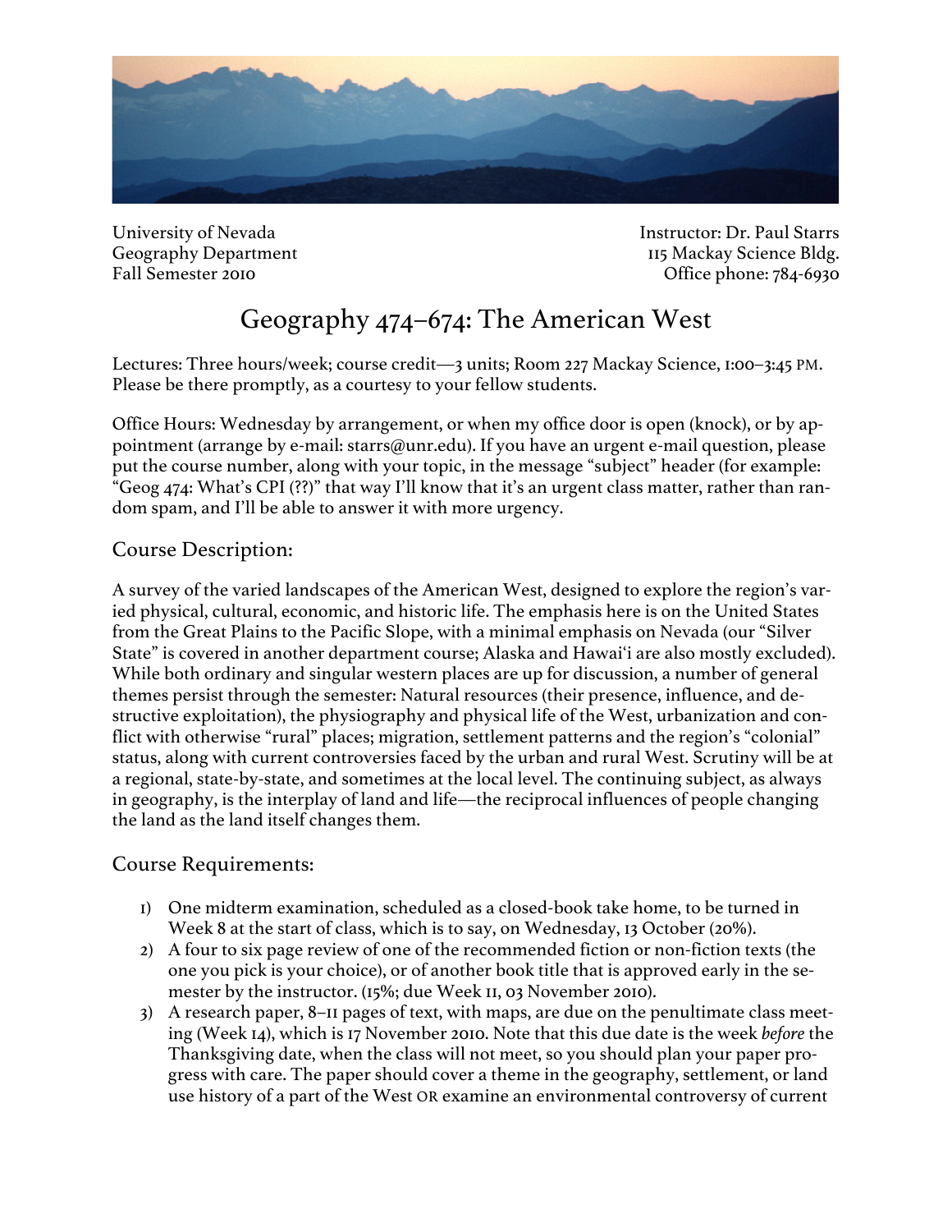University of Nevada
Geography Department
Fall Semester 2010

Instructor: Dr. Paul Starrs
115 Mackay Science Bldg.
Office phone: 784-6930

# Geography 474–674: The American West

Lectures: Three hours/week; course credit—3 units; Room 227 Mackay Science, 1:00–3:45 PM. Please be there promptly, as a courtesy to your fellow students.

Office Hours: Wednesday by arrangement, or when my office door is open (knock), or by appointment (arrange by e-mail: starrs@unr.edu). If you have an urgent e-mail question, please put the course number, along with your topic, in the message "subject" header (for example: "Geog 474: What's CPI (??)" that way I'll know that it's an urgent class matter, rather than random spam, and I'll be able to answer it with more urgency.

## Course Description:

A survey of the varied landscapes of the American West, designed to explore the region's varied physical, cultural, economic, and historic life. The emphasis here is on the United States from the Great Plains to the Pacific Slope, with a minimal emphasis on Nevada (our "Silver State" is covered in another department course; Alaska and Hawai'i are also mostly excluded). While both ordinary and singular western places are up for discussion, a number of general themes persist through the semester: Natural resources (their presence, influence, and destructive exploitation), the physiography and physical life of the West, urbanization and conflict with otherwise "rural" places; migration, settlement patterns and the region's "colonial" status, along with current controversies faced by the urban and rural West. Scrutiny will be at a regional, state-by-state, and sometimes at the local level. The continuing subject, as always in geography, is the interplay of land and life—the reciprocal influences of people changing the land as the land itself changes them.

## Course Requirements:

1) One midterm examination, scheduled as a closed-book take home, to be turned in Week 8 at the start of class, which is to say, on Wednesday, 13 October (20%).
2) A four to six page review of one of the recommended fiction or non-fiction texts (the one you pick is your choice), or of another book title that is approved early in the semester by the instructor. (15%; due Week 11, 03 November 2010).
3) A research paper, 8–11 pages of text, with maps, are due on the penultimate class meeting (Week 14), which is 17 November 2010. Note that this due date is the week *before* the Thanksgiving date, when the class will not meet, so you should plan your paper progress with care. The paper should cover a theme in the geography, settlement, or land use history of a part of the West OR examine an environmental controversy of current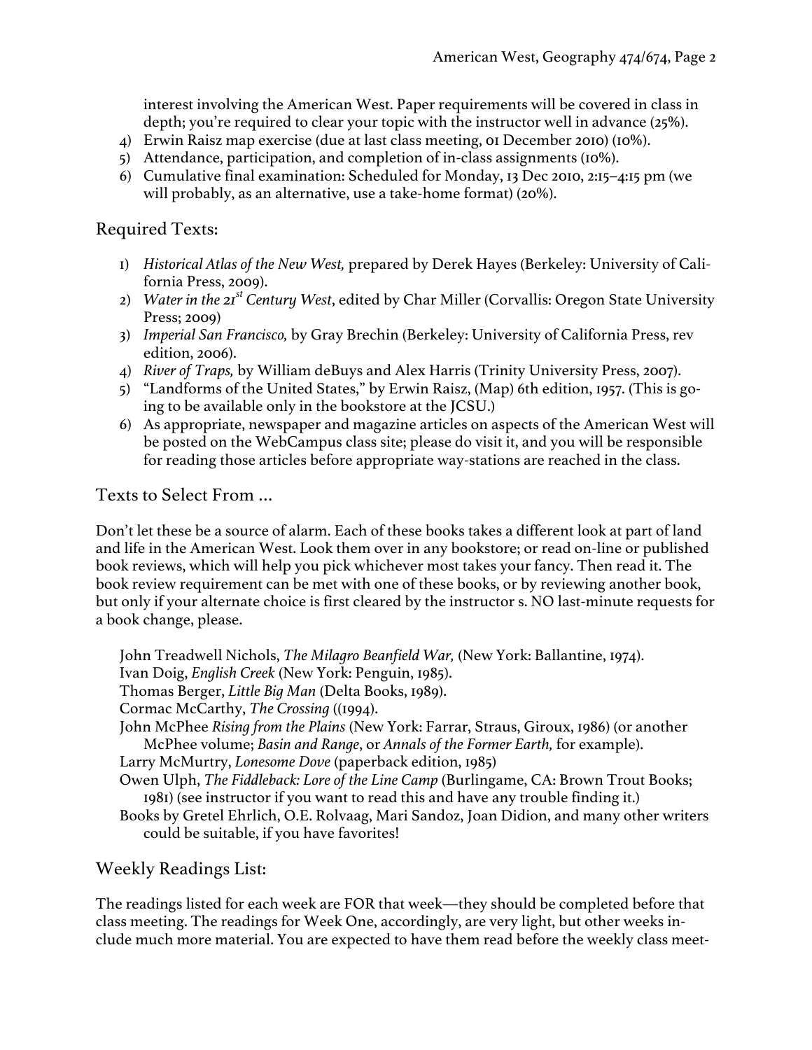interest involving the American West. Paper requirements will be covered in class in depth; you're required to clear your topic with the instructor well in advance (25%).

4) Erwin Raisz map exercise (due at last class meeting, 01 December 2010) (10%).
5) Attendance, participation, and completion of in-class assignments (10%).
6) Cumulative final examination: Scheduled for Monday, 13 Dec 2010, 2:15–4:15 pm (we will probably, as an alternative, use a take-home format) (20%).

## Required Texts:

1) *Historical Atlas of the New West,* prepared by Derek Hayes (Berkeley: University of California Press, 2009).
2) *Water in the 21st Century West*, edited by Char Miller (Corvallis: Oregon State University Press; 2009)
3) *Imperial San Francisco,* by Gray Brechin (Berkeley: University of California Press, rev edition, 2006).
4) *River of Traps,* by William deBuys and Alex Harris (Trinity University Press, 2007).
5) "Landforms of the United States," by Erwin Raisz, (Map) 6th edition, 1957. (This is going to be available only in the bookstore at the JCSU.)
6) As appropriate, newspaper and magazine articles on aspects of the American West will be posted on the WebCampus class site; please do visit it, and you will be responsible for reading those articles before appropriate way-stations are reached in the class.

## Texts to Select From …

Don't let these be a source of alarm. Each of these books takes a different look at part of land and life in the American West. Look them over in any bookstore; or read on-line or published book reviews, which will help you pick whichever most takes your fancy. Then read it. The book review requirement can be met with one of these books, or by reviewing another book, but only if your alternate choice is first cleared by the instructor s. NO last-minute requests for a book change, please.

John Treadwell Nichols, *The Milagro Beanfield War,* (New York: Ballantine, 1974).
Ivan Doig, *English Creek* (New York: Penguin, 1985).
Thomas Berger, *Little Big Man* (Delta Books, 1989).
Cormac McCarthy, *The Crossing* ((1994).
John McPhee *Rising from the Plains* (New York: Farrar, Straus, Giroux, 1986) (or another McPhee volume; *Basin and Range*, or *Annals of the Former Earth,* for example).
Larry McMurtry, *Lonesome Dove* (paperback edition, 1985)
Owen Ulph, *The Fiddleback: Lore of the Line Camp* (Burlingame, CA: Brown Trout Books; 1981) (see instructor if you want to read this and have any trouble finding it.)
Books by Gretel Ehrlich, O.E. Rolvaag, Mari Sandoz, Joan Didion, and many other writers could be suitable, if you have favorites!

## Weekly Readings List:

The readings listed for each week are FOR that week—they should be completed before that class meeting. The readings for Week One, accordingly, are very light, but other weeks include much more material. You are expected to have them read before the weekly class meet-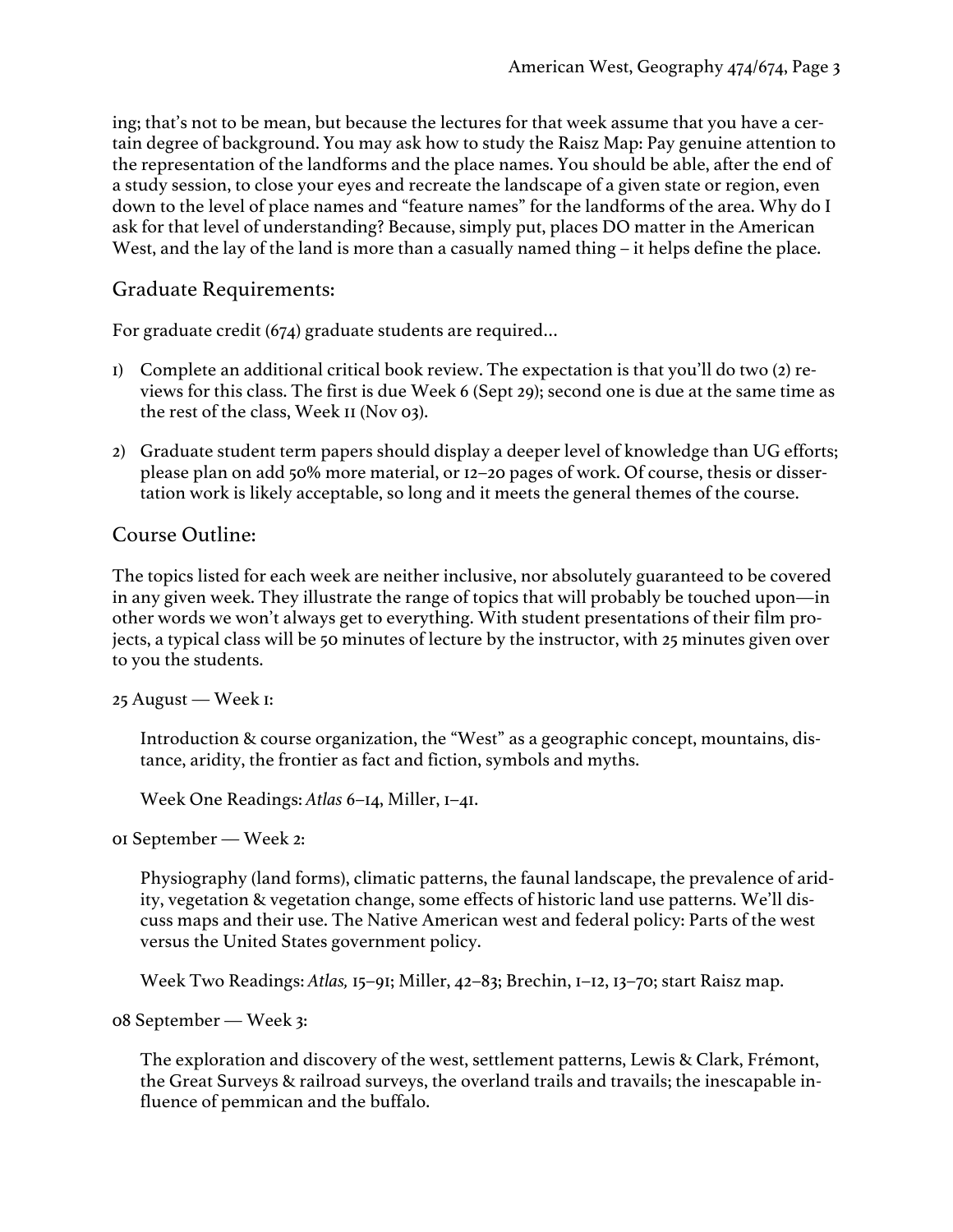ing; that's not to be mean, but because the lectures for that week assume that you have a certain degree of background. You may ask how to study the Raisz Map: Pay genuine attention to the representation of the landforms and the place names. You should be able, after the end of a study session, to close your eyes and recreate the landscape of a given state or region, even down to the level of place names and "feature names" for the landforms of the area. Why do I ask for that level of understanding? Because, simply put, places DO matter in the American West, and the lay of the land is more than a casually named thing – it helps define the place.

## Graduate Requirements:

For graduate credit (674) graduate students are required…

1) Complete an additional critical book review. The expectation is that you'll do two (2) reviews for this class. The first is due Week 6 (Sept 29); second one is due at the same time as the rest of the class, Week 11 (Nov 03).

2) Graduate student term papers should display a deeper level of knowledge than UG efforts; please plan on add 50% more material, or 12–20 pages of work. Of course, thesis or dissertation work is likely acceptable, so long and it meets the general themes of the course.

## Course Outline:

The topics listed for each week are neither inclusive, nor absolutely guaranteed to be covered in any given week. They illustrate the range of topics that will probably be touched upon—in other words we won't always get to everything. With student presentations of their film projects, a typical class will be 50 minutes of lecture by the instructor, with 25 minutes given over to you the students.

25 August — Week 1:

> Introduction & course organization, the "West" as a geographic concept, mountains, distance, aridity, the frontier as fact and fiction, symbols and myths.
>
> Week One Readings: *Atlas* 6–14, Miller, 1–41.

01 September — Week 2:

> Physiography (land forms), climatic patterns, the faunal landscape, the prevalence of aridity, vegetation & vegetation change, some effects of historic land use patterns. We'll discuss maps and their use. The Native American west and federal policy: Parts of the west versus the United States government policy.
>
> Week Two Readings: *Atlas,* 15–91; Miller, 42–83; Brechin, 1–12, 13–70; start Raisz map.

08 September — Week 3:

> The exploration and discovery of the west, settlement patterns, Lewis & Clark, Frémont, the Great Surveys & railroad surveys, the overland trails and travails; the inescapable influence of pemmican and the buffalo.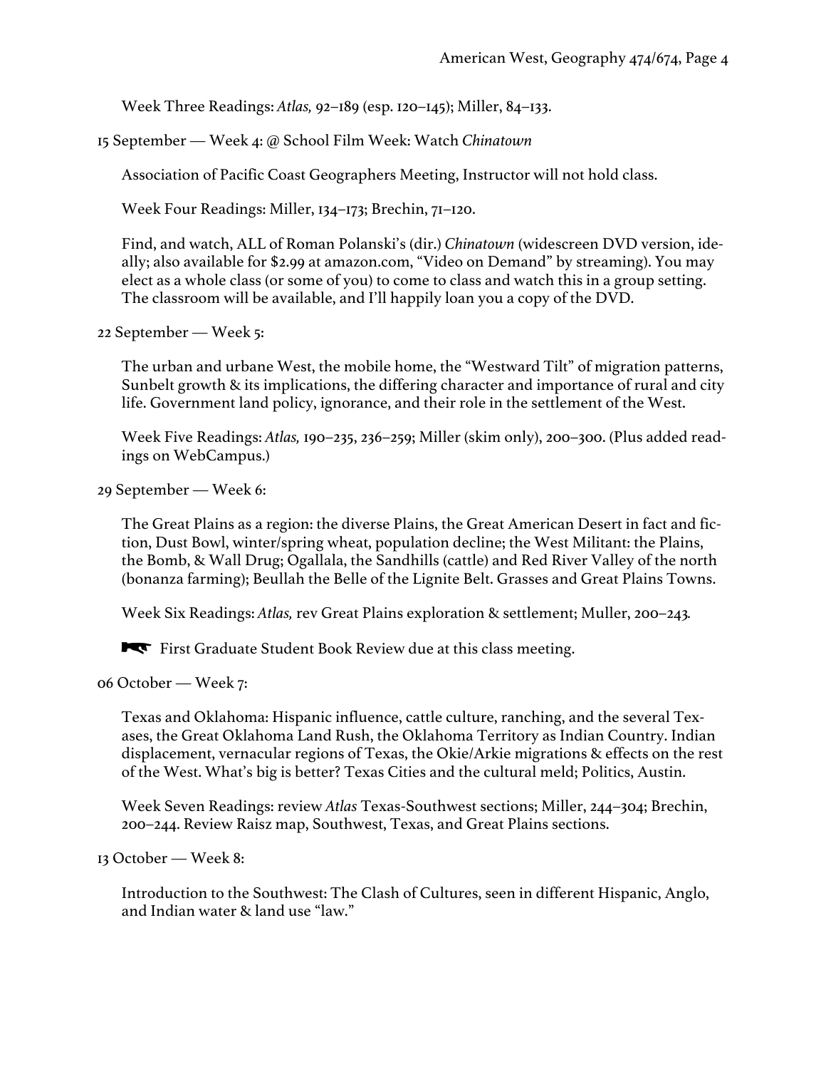Week Three Readings: *Atlas,* 92–189 (esp. 120–145); Miller, 84–133.

15 September — Week 4: @ School Film Week: Watch *Chinatown*

Association of Pacific Coast Geographers Meeting, Instructor will not hold class.

Week Four Readings: Miller, 134–173; Brechin, 71–120.

Find, and watch, ALL of Roman Polanski's (dir.) *Chinatown* (widescreen DVD version, ideally; also available for $2.99 at amazon.com, "Video on Demand" by streaming). You may elect as a whole class (or some of you) to come to class and watch this in a group setting. The classroom will be available, and I'll happily loan you a copy of the DVD.

22 September — Week 5:

The urban and urbane West, the mobile home, the "Westward Tilt" of migration patterns, Sunbelt growth & its implications, the differing character and importance of rural and city life. Government land policy, ignorance, and their role in the settlement of the West.

Week Five Readings: *Atlas,* 190–235, 236–259; Miller (skim only), 200–300. (Plus added readings on WebCampus.)

29 September — Week 6:

The Great Plains as a region: the diverse Plains, the Great American Desert in fact and fiction, Dust Bowl, winter/spring wheat, population decline; the West Militant: the Plains, the Bomb, & Wall Drug; Ogallala, the Sandhills (cattle) and Red River Valley of the north (bonanza farming); Beullah the Belle of the Lignite Belt. Grasses and Great Plains Towns.

Week Six Readings: *Atlas,* rev Great Plains exploration & settlement; Muller, 200–243*.*

☛ First Graduate Student Book Review due at this class meeting.

06 October — Week 7:

Texas and Oklahoma: Hispanic influence, cattle culture, ranching, and the several Texases, the Great Oklahoma Land Rush, the Oklahoma Territory as Indian Country. Indian displacement, vernacular regions of Texas, the Okie/Arkie migrations & effects on the rest of the West. What's big is better? Texas Cities and the cultural meld; Politics, Austin.

Week Seven Readings: review *Atlas* Texas-Southwest sections; Miller, 244–304; Brechin, 200–244. Review Raisz map, Southwest, Texas, and Great Plains sections.

13 October — Week 8:

Introduction to the Southwest: The Clash of Cultures, seen in different Hispanic, Anglo, and Indian water & land use "law."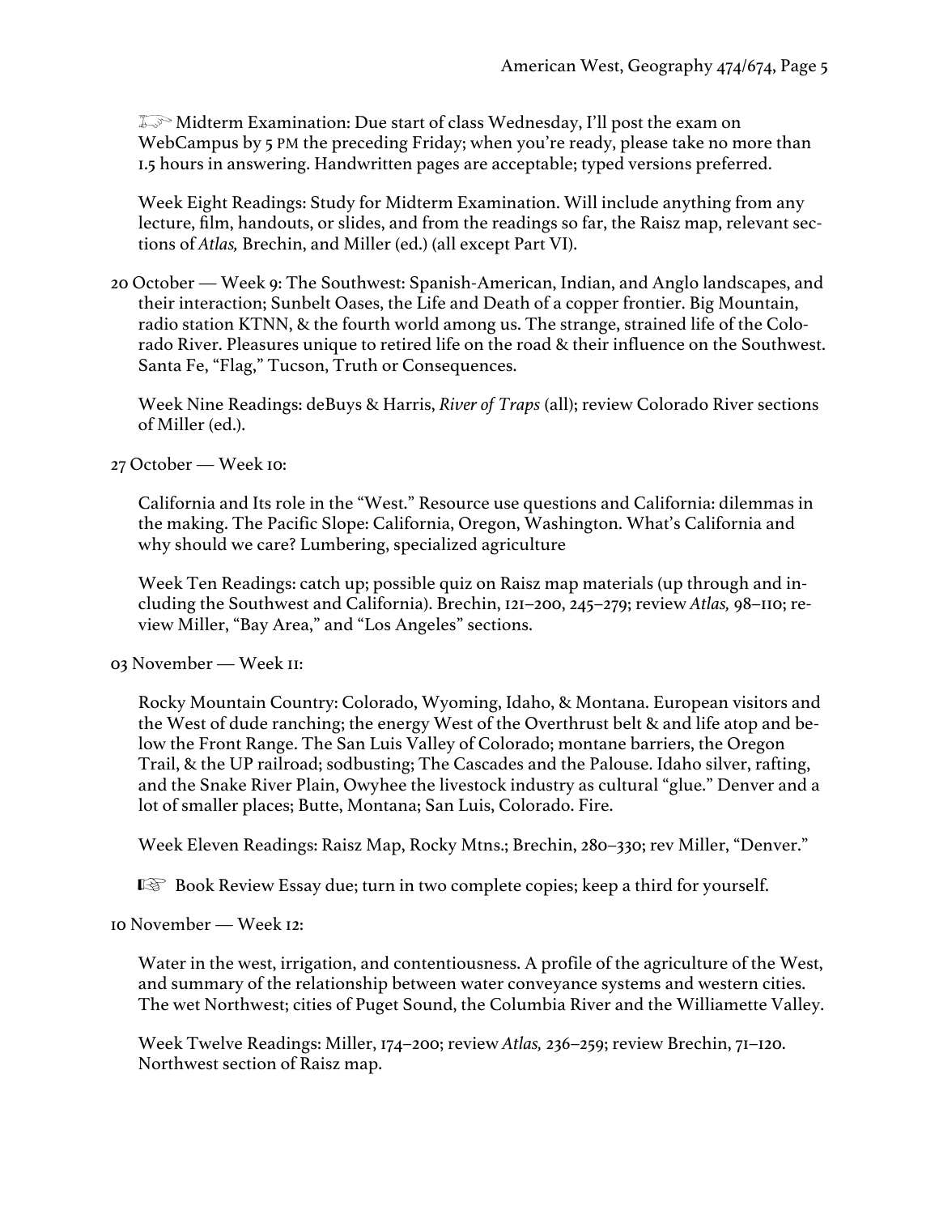☞ Midterm Examination: Due start of class Wednesday, I'll post the exam on WebCampus by 5 PM the preceding Friday; when you're ready, please take no more than 1.5 hours in answering. Handwritten pages are acceptable; typed versions preferred.

Week Eight Readings: Study for Midterm Examination. Will include anything from any lecture, film, handouts, or slides, and from the readings so far, the Raisz map, relevant sections of *Atlas,* Brechin, and Miller (ed.) (all except Part VI).

20 October — Week 9: The Southwest: Spanish-American, Indian, and Anglo landscapes, and their interaction; Sunbelt Oases, the Life and Death of a copper frontier. Big Mountain, radio station KTNN, & the fourth world among us. The strange, strained life of the Colorado River. Pleasures unique to retired life on the road & their influence on the Southwest. Santa Fe, "Flag," Tucson, Truth or Consequences.

Week Nine Readings: deBuys & Harris, *River of Traps* (all); review Colorado River sections of Miller (ed.).

27 October — Week 10:

California and Its role in the "West." Resource use questions and California: dilemmas in the making. The Pacific Slope: California, Oregon, Washington. What's California and why should we care? Lumbering, specialized agriculture

Week Ten Readings: catch up; possible quiz on Raisz map materials (up through and including the Southwest and California). Brechin, 121–200, 245–279; review *Atlas,* 98–110; review Miller, "Bay Area," and "Los Angeles" sections.

03 November — Week 11:

Rocky Mountain Country: Colorado, Wyoming, Idaho, & Montana. European visitors and the West of dude ranching; the energy West of the Overthrust belt & and life atop and below the Front Range. The San Luis Valley of Colorado; montane barriers, the Oregon Trail, & the UP railroad; sodbusting; The Cascades and the Palouse. Idaho silver, rafting, and the Snake River Plain, Owyhee the livestock industry as cultural "glue." Denver and a lot of smaller places; Butte, Montana; San Luis, Colorado. Fire.

Week Eleven Readings: Raisz Map, Rocky Mtns.; Brechin, 280–330; rev Miller, "Denver."

☞ Book Review Essay due; turn in two complete copies; keep a third for yourself.

10 November — Week 12:

Water in the west, irrigation, and contentiousness. A profile of the agriculture of the West, and summary of the relationship between water conveyance systems and western cities. The wet Northwest; cities of Puget Sound, the Columbia River and the Williamette Valley.

Week Twelve Readings: Miller, 174–200; review *Atlas,* 236–259; review Brechin, 71–120. Northwest section of Raisz map.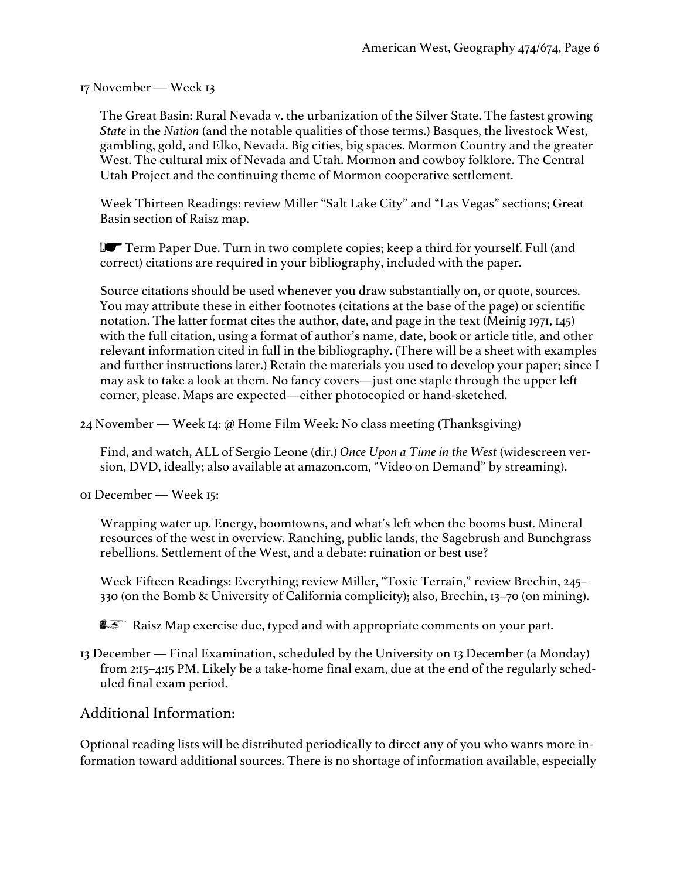17 November — Week 13

The Great Basin: Rural Nevada v. the urbanization of the Silver State. The fastest growing *State* in the *Nation* (and the notable qualities of those terms.) Basques, the livestock West, gambling, gold, and Elko, Nevada. Big cities, big spaces. Mormon Country and the greater West. The cultural mix of Nevada and Utah. Mormon and cowboy folklore. The Central Utah Project and the continuing theme of Mormon cooperative settlement.

Week Thirteen Readings: review Miller "Salt Lake City" and "Las Vegas" sections; Great Basin section of Raisz map.

☛ Term Paper Due. Turn in two complete copies; keep a third for yourself. Full (and correct) citations are required in your bibliography, included with the paper.

Source citations should be used whenever you draw substantially on, or quote, sources. You may attribute these in either footnotes (citations at the base of the page) or scientific notation. The latter format cites the author, date, and page in the text (Meinig 1971, 145) with the full citation, using a format of author's name, date, book or article title, and other relevant information cited in full in the bibliography. (There will be a sheet with examples and further instructions later.) Retain the materials you used to develop your paper; since I may ask to take a look at them. No fancy covers—just one staple through the upper left corner, please. Maps are expected—either photocopied or hand-sketched.

24 November — Week 14: @ Home Film Week: No class meeting (Thanksgiving)

Find, and watch, ALL of Sergio Leone (dir.) *Once Upon a Time in the West* (widescreen version, DVD, ideally; also available at amazon.com, "Video on Demand" by streaming).

01 December — Week 15:

Wrapping water up. Energy, boomtowns, and what's left when the booms bust. Mineral resources of the west in overview. Ranching, public lands, the Sagebrush and Bunchgrass rebellions. Settlement of the West, and a debate: ruination or best use?

Week Fifteen Readings: Everything; review Miller, "Toxic Terrain," review Brechin, 245–330 (on the Bomb & University of California complicity); also, Brechin, 13–70 (on mining).

☛ Raisz Map exercise due, typed and with appropriate comments on your part.

13 December — Final Examination, scheduled by the University on 13 December (a Monday) from 2:15–4:15 PM. Likely be a take-home final exam, due at the end of the regularly scheduled final exam period.

## Additional Information:

Optional reading lists will be distributed periodically to direct any of you who wants more information toward additional sources. There is no shortage of information available, especially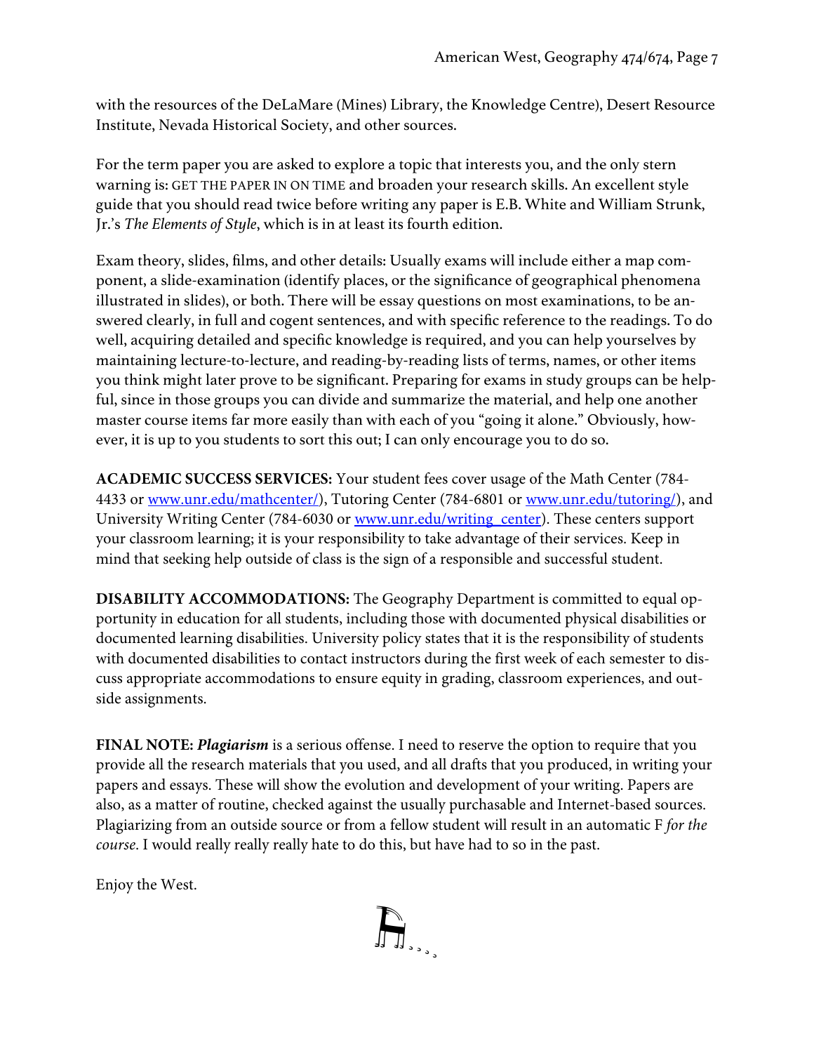with the resources of the DeLaMare (Mines) Library, the Knowledge Centre), Desert Resource Institute, Nevada Historical Society, and other sources.

For the term paper you are asked to explore a topic that interests you, and the only stern warning is: GET THE PAPER IN ON TIME and broaden your research skills. An excellent style guide that you should read twice before writing any paper is E.B. White and William Strunk, Jr.'s *The Elements of Style*, which is in at least its fourth edition.

Exam theory, slides, films, and other details: Usually exams will include either a map component, a slide-examination (identify places, or the significance of geographical phenomena illustrated in slides), or both. There will be essay questions on most examinations, to be answered clearly, in full and cogent sentences, and with specific reference to the readings. To do well, acquiring detailed and specific knowledge is required, and you can help yourselves by maintaining lecture-to-lecture, and reading-by-reading lists of terms, names, or other items you think might later prove to be significant. Preparing for exams in study groups can be helpful, since in those groups you can divide and summarize the material, and help one another master course items far more easily than with each of you "going it alone." Obviously, however, it is up to you students to sort this out; I can only encourage you to do so.

**ACADEMIC SUCCESS SERVICES:** Your student fees cover usage of the Math Center (784-4433 or [www.unr.edu/mathcenter/](www.unr.edu/mathcenter/)), Tutoring Center (784-6801 or [www.unr.edu/tutoring/](www.unr.edu/tutoring/)), and University Writing Center (784-6030 or [www.unr.edu/writing_center](www.unr.edu/writing_center)). These centers support your classroom learning; it is your responsibility to take advantage of their services. Keep in mind that seeking help outside of class is the sign of a responsible and successful student.

**DISABILITY ACCOMMODATIONS:** The Geography Department is committed to equal opportunity in education for all students, including those with documented physical disabilities or documented learning disabilities. University policy states that it is the responsibility of students with documented disabilities to contact instructors during the first week of each semester to discuss appropriate accommodations to ensure equity in grading, classroom experiences, and outside assignments.

**FINAL NOTE:** ***Plagiarism*** is a serious offense. I need to reserve the option to require that you provide all the research materials that you used, and all drafts that you produced, in writing your papers and essays. These will show the evolution and development of your writing. Papers are also, as a matter of routine, checked against the usually purchasable and Internet-based sources. Plagiarizing from an outside source or from a fellow student will result in an automatic F *for the course.* I would really really really hate to do this, but have had to so in the past.

Enjoy the West.